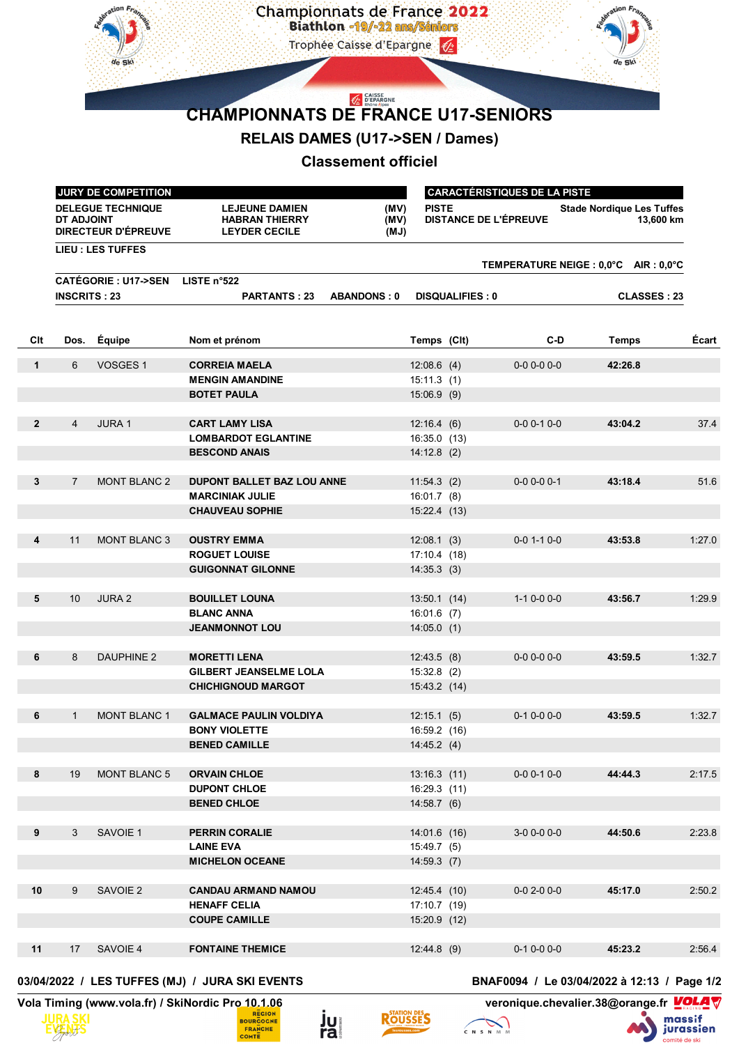Championnats de France 2022
Biathlon -19/-22 ans/Séniors
Trophée Caisse d'Epargne

# CHAMPIONNATS DE FRANCE U17-SENIORS

## RELAIS DAMES (U17->SEN / Dames)

## Classement officiel

| JURY DE COMPETITION | | |
|---|---|---|
| DELEGUE TECHNIQUE | LEJEUNE DAMIEN | (MV) |
| DT ADJOINT | HABRAN THIERRY | (MV) |
| DIRECTEUR D'ÉPREUVE | LEYDER CECILE | (MJ) |

| CARACTÉRISTIQUES DE LA PISTE | |
|---|---|
| PISTE | Stade Nordique Les Tuffes |
| DISTANCE DE L'ÉPREUVE | 13,600 km |

LIEU : LES TUFFES

TEMPERATURE NEIGE : 0,0°C AIR : 0,0°C

CATÉGORIE : U17->SEN LISTE n°522

INSCRITS : 23 PARTANTS : 23 ABANDONS : 0 DISQUALIFIES : 0 CLASSES : 23

| Clt | Dos. | Équipe | Nom et prénom | Temps (Clt) | C-D | Temps | Écart |
|---|---|---|---|---|---|---|---|
| 1 | 6 | VOSGES 1 | CORREIA MAELA | 12:08.6 (4) | 0-0 0-0 0-0 | 42:26.8 | |
| | | | MENGIN AMANDINE | 15:11.3 (1) | | | |
| | | | BOTET PAULA | 15:06.9 (9) | | | |
| 2 | 4 | JURA 1 | CART LAMY LISA | 12:16.4 (6) | 0-0 0-1 0-0 | 43:04.2 | 37.4 |
| | | | LOMBARDOT EGLANTINE | 16:35.0 (13) | | | |
| | | | BESCOND ANAIS | 14:12.8 (2) | | | |
| 3 | 7 | MONT BLANC 2 | DUPONT BALLET BAZ LOU ANNE | 11:54.3 (2) | 0-0 0-0 0-1 | 43:18.4 | 51.6 |
| | | | MARCINIAK JULIE | 16:01.7 (8) | | | |
| | | | CHAUVEAU SOPHIE | 15:22.4 (13) | | | |
| 4 | 11 | MONT BLANC 3 | OUSTRY EMMA | 12:08.1 (3) | 0-0 1-1 0-0 | 43:53.8 | 1:27.0 |
| | | | ROGUET LOUISE | 17:10.4 (18) | | | |
| | | | GUIGONNAT GILONNE | 14:35.3 (3) | | | |
| 5 | 10 | JURA 2 | BOUILLET LOUNA | 13:50.1 (14) | 1-1 0-0 0-0 | 43:56.7 | 1:29.9 |
| | | | BLANC ANNA | 16:01.6 (7) | | | |
| | | | JEANMONNOT LOU | 14:05.0 (1) | | | |
| 6 | 8 | DAUPHINE 2 | MORETTI LENA | 12:43.5 (8) | 0-0 0-0 0-0 | 43:59.5 | 1:32.7 |
| | | | GILBERT JEANSELME LOLA | 15:32.8 (2) | | | |
| | | | CHICHIGNOUD MARGOT | 15:43.2 (14) | | | |
| 6 | 1 | MONT BLANC 1 | GALMACE PAULIN VOLDIYA | 12:15.1 (5) | 0-1 0-0 0-0 | 43:59.5 | 1:32.7 |
| | | | BONY VIOLETTE | 16:59.2 (16) | | | |
| | | | BENED CAMILLE | 14:45.2 (4) | | | |
| 8 | 19 | MONT BLANC 5 | ORVAIN CHLOE | 13:16.3 (11) | 0-0 0-1 0-0 | 44:44.3 | 2:17.5 |
| | | | DUPONT CHLOE | 16:29.3 (11) | | | |
| | | | BENED CHLOE | 14:58.7 (6) | | | |
| 9 | 3 | SAVOIE 1 | PERRIN CORALIE | 14:01.6 (16) | 3-0 0-0 0-0 | 44:50.6 | 2:23.8 |
| | | | LAINE EVA | 15:49.7 (5) | | | |
| | | | MICHELON OCEANE | 14:59.3 (7) | | | |
| 10 | 9 | SAVOIE 2 | CANDAU ARMAND NAMOU | 12:45.4 (10) | 0-0 2-0 0-0 | 45:17.0 | 2:50.2 |
| | | | HENAFF CELIA | 17:10.7 (19) | | | |
| | | | COUPE CAMILLE | 15:20.9 (12) | | | |
| 11 | 17 | SAVOIE 4 | FONTAINE THEMICE | 12:44.8 (9) | 0-1 0-0 0-0 | 45:23.2 | 2:56.4 |

03/04/2022 / LES TUFFES (MJ) / JURA SKI EVENTS BNAF0094 / Le 03/04/2022 à 12:13

Vola Timing (www.vola.fr) / SkiNordic Pro 10.1.06 veronique.chevalier.38@orange.fr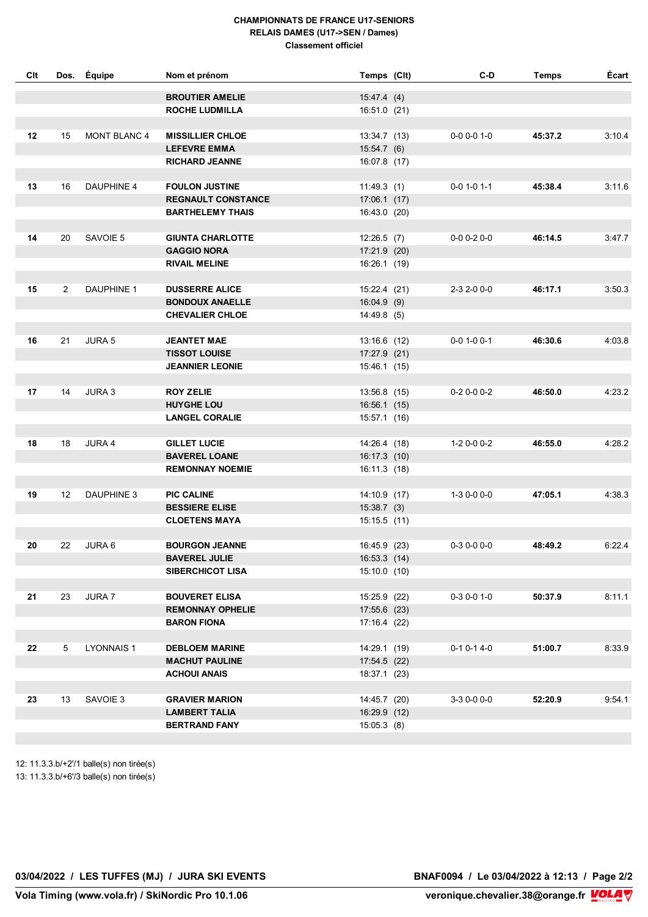**CHAMPIONNATS DE FRANCE U17-SENIORS**
**RELAIS DAMES (U17->SEN / Dames)**
**Classement officiel**

| Clt | Dos. | Équipe | Nom et prénom | Temps (Clt) | C-D | Temps | Écart |
|---|---|---|---|---|---|---|---|
| | | | **BROUTIER AMELIE** | 15:47.4 (4) | | | |
| | | | **ROCHE LUDMILLA** | 16:51.0 (21) | | | |
| **12** | 15 | MONT BLANC 4 | **MISSILLIER CHLOE** | 13:34.7 (13) | 0-0 0-0 1-0 | **45:37.2** | 3:10.4 |
| | | | **LEFEVRE EMMA** | 15:54.7 (6) | | | |
| | | | **RICHARD JEANNE** | 16:07.8 (17) | | | |
| **13** | 16 | DAUPHINE 4 | **FOULON JUSTINE** | 11:49.3 (1) | 0-0 1-0 1-1 | **45:38.4** | 3:11.6 |
| | | | **REGNAULT CONSTANCE** | 17:06.1 (17) | | | |
| | | | **BARTHELEMY THAIS** | 16:43.0 (20) | | | |
| **14** | 20 | SAVOIE 5 | **GIUNTA CHARLOTTE** | 12:26.5 (7) | 0-0 0-2 0-0 | **46:14.5** | 3:47.7 |
| | | | **GAGGIO NORA** | 17:21.9 (20) | | | |
| | | | **RIVAIL MELINE** | 16:26.1 (19) | | | |
| **15** | 2 | DAUPHINE 1 | **DUSSERRE ALICE** | 15:22.4 (21) | 2-3 2-0 0-0 | **46:17.1** | 3:50.3 |
| | | | **BONDOUX ANAELLE** | 16:04.9 (9) | | | |
| | | | **CHEVALIER CHLOE** | 14:49.8 (5) | | | |
| **16** | 21 | JURA 5 | **JEANTET MAE** | 13:16.6 (12) | 0-0 1-0 0-1 | **46:30.6** | 4:03.8 |
| | | | **TISSOT LOUISE** | 17:27.9 (21) | | | |
| | | | **JEANNIER LEONIE** | 15:46.1 (15) | | | |
| **17** | 14 | JURA 3 | **ROY ZELIE** | 13:56.8 (15) | 0-2 0-0 0-2 | **46:50.0** | 4:23.2 |
| | | | **HUYGHE LOU** | 16:56.1 (15) | | | |
| | | | **LANGEL CORALIE** | 15:57.1 (16) | | | |
| **18** | 18 | JURA 4 | **GILLET LUCIE** | 14:26.4 (18) | 1-2 0-0 0-2 | **46:55.0** | 4:28.2 |
| | | | **BAVEREL LOANE** | 16:17.3 (10) | | | |
| | | | **REMONNAY NOEMIE** | 16:11.3 (18) | | | |
| **19** | 12 | DAUPHINE 3 | **PIC CALINE** | 14:10.9 (17) | 1-3 0-0 0-0 | **47:05.1** | 4:38.3 |
| | | | **BESSIERE ELISE** | 15:38.7 (3) | | | |
| | | | **CLOETENS MAYA** | 15:15.5 (11) | | | |
| **20** | 22 | JURA 6 | **BOURGON JEANNE** | 16:45.9 (23) | 0-3 0-0 0-0 | **48:49.2** | 6:22.4 |
| | | | **BAVEREL JULIE** | 16:53.3 (14) | | | |
| | | | **SIBERCHICOT LISA** | 15:10.0 (10) | | | |
| **21** | 23 | JURA 7 | **BOUVERET ELISA** | 15:25.9 (22) | 0-3 0-0 1-0 | **50:37.9** | 8:11.1 |
| | | | **REMONNAY OPHELIE** | 17:55.6 (23) | | | |
| | | | **BARON FIONA** | 17:16.4 (22) | | | |
| **22** | 5 | LYONNAIS 1 | **DEBLOEM MARINE** | 14:29.1 (19) | 0-1 0-1 4-0 | **51:00.7** | 8:33.9 |
| | | | **MACHUT PAULINE** | 17:54.5 (22) | | | |
| | | | **ACHOUI ANAIS** | 18:37.1 (23) | | | |
| **23** | 13 | SAVOIE 3 | **GRAVIER MARION** | 14:45.7 (20) | 3-3 0-0 0-0 | **52:20.9** | 9:54.1 |
| | | | **LAMBERT TALIA** | 16:29.9 (12) | | | |
| | | | **BERTRAND FANY** | 15:05.3 (8) | | | |

12: 11.3.3.b/+2'/1 balle(s) non tirée(s)
13: 11.3.3.b/+6'/3 balle(s) non tirée(s)

**03/04/2022 / LES TUFFES (MJ) / JURA SKI EVENTS** — **BNAF0094 / Le 03/04/2022 à 12:13**

**Vola Timing (www.vola.fr) / SkiNordic Pro 10.1.06** — **veronique.chevalier.38@orange.fr**